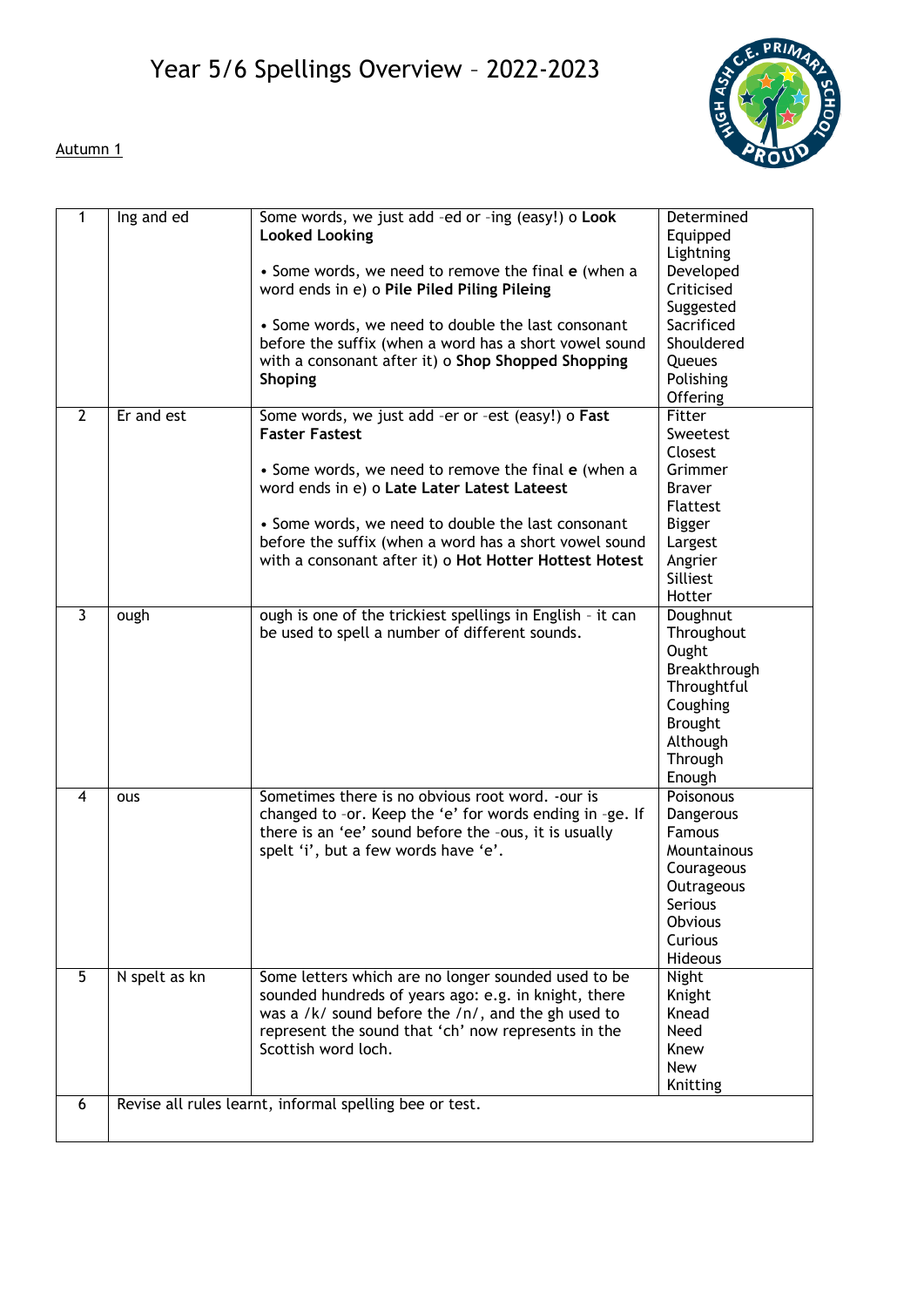# Year 5/6 Spellings Overview – 2022-2023

Autumn 1

| | | | |
|---|---|---|---|
| 1 | Ing and ed | Some words, we just add –ed or –ing (easy!) o **Look Looked Looking**<br><br>• Some words, we need to remove the final **e** (when a word ends in e) o **Pile Piled Piling Pileing**<br><br>• Some words, we need to double the last consonant before the suffix (when a word has a short vowel sound with a consonant after it) o **Shop Shopped Shopping Shoping** | Determined<br>Equipped<br>Lightning<br>Developed<br>Criticised<br>Suggested<br>Sacrificed<br>Shouldered<br>Queues<br>Polishing<br>Offering |
| 2 | Er and est | Some words, we just add –er or –est (easy!) o **Fast Faster Fastest**<br><br>• Some words, we need to remove the final **e** (when a word ends in e) o **Late Later Latest Lateest**<br><br>• Some words, we need to double the last consonant before the suffix (when a word has a short vowel sound with a consonant after it) o **Hot Hotter Hottest Hotest** | Fitter<br>Sweetest<br>Closest<br>Grimmer<br>Braver<br>Flattest<br>Bigger<br>Largest<br>Angrier<br>Silliest<br>Hotter |
| 3 | ough | ough is one of the trickiest spellings in English – it can be used to spell a number of different sounds. | Doughnut<br>Throughout<br>Ought<br>Breakthrough<br>Throughtful<br>Coughing<br>Brought<br>Although<br>Through<br>Enough |
| 4 | ous | Sometimes there is no obvious root word. -our is changed to –or. Keep the 'e' for words ending in –ge. If there is an 'ee' sound before the –ous, it is usually spelt 'i', but a few words have 'e'. | Poisonous<br>Dangerous<br>Famous<br>Mountainous<br>Courageous<br>Outrageous<br>Serious<br>Obvious<br>Curious<br>Hideous |
| 5 | N spelt as kn | Some letters which are no longer sounded used to be sounded hundreds of years ago: e.g. in knight, there was a /k/ sound before the /n/, and the gh used to represent the sound that 'ch' now represents in the Scottish word loch. | Night<br>Knight<br>Knead<br>Need<br>Knew<br>New<br>Knitting |
| 6 | Revise all rules learnt, informal spelling bee or test. | | |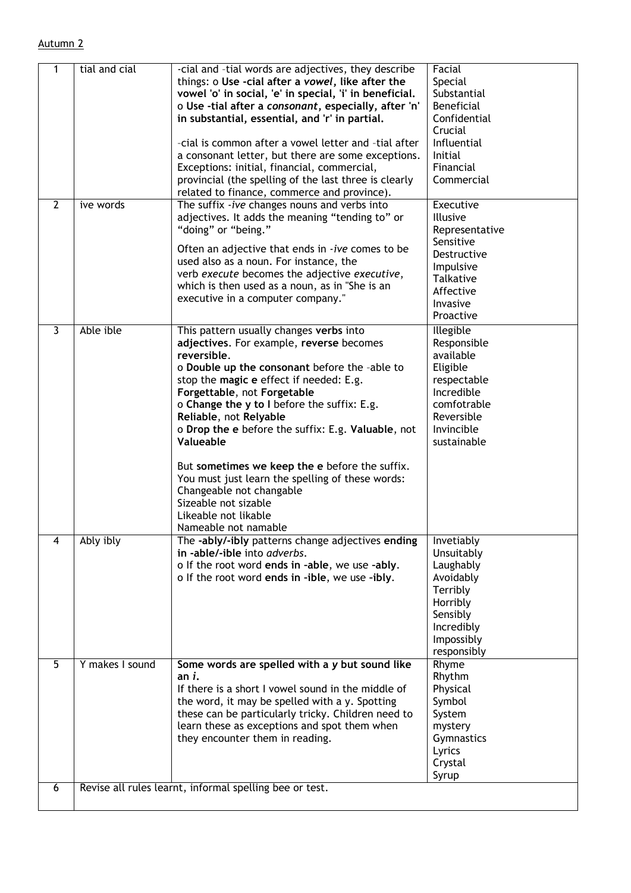Autumn 2

| | | | |
|---|---|---|---|
| 1 | tial and cial | -cial and –tial words are adjectives, they describe things: o **Use -cial after a *vowel*, like after the vowel 'o' in social, 'e' in special, 'i' in beneficial.** o **Use -tial after a *consonant*, especially, after 'n' in substantial, essential, and 'r' in partial.**<br><br>–cial is common after a vowel letter and –tial after a consonant letter, but there are some exceptions. Exceptions: initial, financial, commercial, provincial (the spelling of the last three is clearly related to finance, commerce and province). | Facial<br>Special<br>Substantial<br>Beneficial<br>Confidential<br>Crucial<br>Influential<br>Initial<br>Financial<br>Commercial |
| 2 | ive words | The suffix *-ive* changes nouns and verbs into adjectives. It adds the meaning "tending to" or "doing" or "being."<br><br>Often an adjective that ends in *-ive* comes to be used also as a noun. For instance, the verb *execute* becomes the adjective *executive*, which is then used as a noun, as in "She is an executive in a computer company." | Executive<br>Illusive<br>Representative<br>Sensitive<br>Destructive<br>Impulsive<br>Talkative<br>Affective<br>Invasive<br>Proactive |
| 3 | Able ible | This pattern usually changes **verbs** into **adjectives**. For example, **reverse** becomes **reversible**.<br>o **Double up the consonant** before the –able to stop the **magic e** effect if needed: E.g. **Forgettable**, not **Forgetable**<br>o **Change the y to I** before the suffix: E.g. **Reliable**, not **Relyable**<br>o **Drop the e** before the suffix: E.g. **Valuable**, not **Valueable**<br><br>But **sometimes we keep the e** before the suffix. You must just learn the spelling of these words:<br>Changeable not changable<br>Sizeable not sizable<br>Likeable not likable<br>Nameable not namable | Illegible<br>Responsible<br>available<br>Eligible<br>respectable<br>Incredible<br>comfotrable<br>Reversible<br>Invincible<br>sustainable |
| 4 | Ably ibly | The **-ably/-ibly** patterns change adjectives **ending in -able/-ible** into *adverbs*.<br>o If the root word **ends in -able**, we use **-ably**.<br>o If the root word **ends in -ible**, we use **-ibly**. | Invetiably<br>Unsuitably<br>Laughably<br>Avoidably<br>Terribly<br>Horribly<br>Sensibly<br>Incredibly<br>Impossibly<br>responsibly |
| 5 | Y makes I sound | **Some words are spelled with a *y* but sound like an *i*.**<br>If there is a short I vowel sound in the middle of the word, it may be spelled with a y. Spotting these can be particularly tricky. Children need to learn these as exceptions and spot them when they encounter them in reading. | Rhyme<br>Rhythm<br>Physical<br>Symbol<br>System<br>mystery<br>Gymnastics<br>Lyrics<br>Crystal<br>Syrup |
| 6 | Revise all rules learnt, informal spelling bee or test. | | |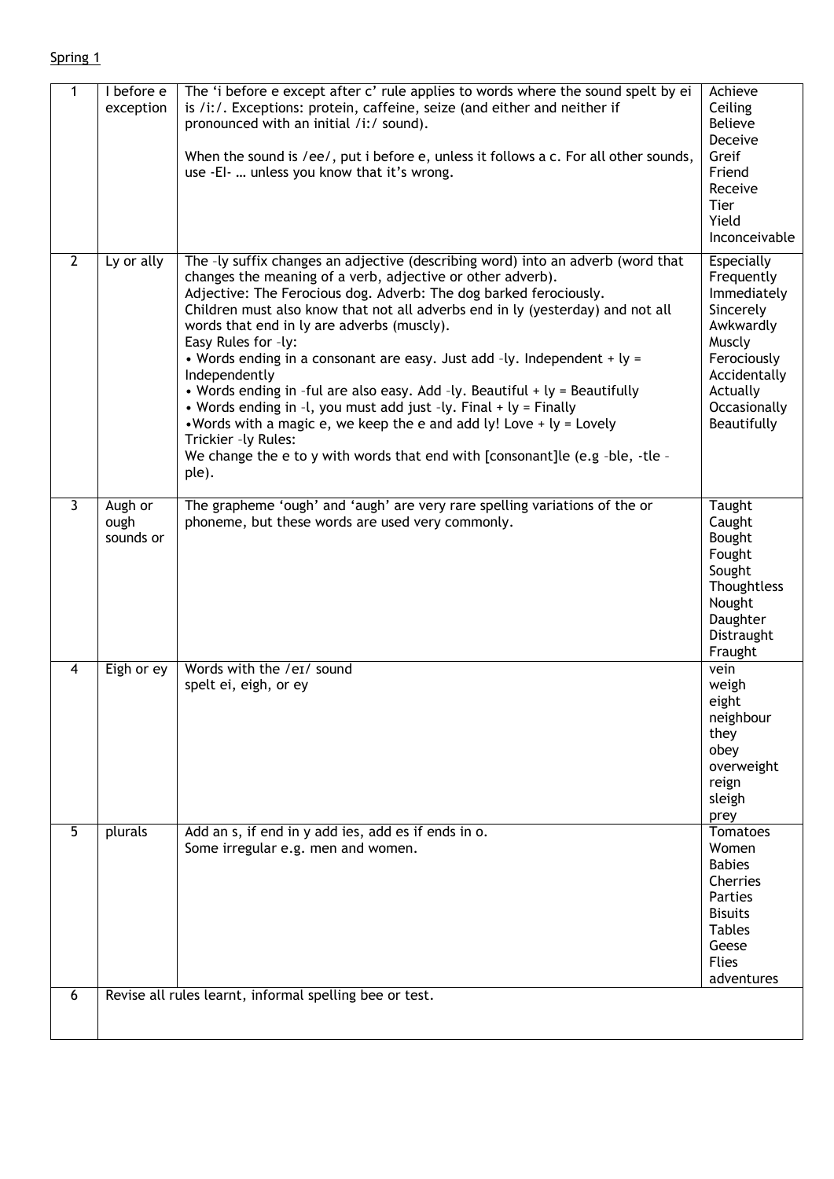Spring 1

| | | | |
|---|---|---|---|
| 1 | I before e exception | The 'i before e except after c' rule applies to words where the sound spelt by ei is /i:/. Exceptions: protein, caffeine, seize (and either and neither if pronounced with an initial /i:/ sound).<br><br>When the sound is /ee/, put i before e, unless it follows a c. For all other sounds, use -EI- … unless you know that it's wrong. | Achieve<br>Ceiling<br>Believe<br>Deceive<br>Greif<br>Friend<br>Receive<br>Tier<br>Yield<br>Inconceivable |
| 2 | Ly or ally | The –ly suffix changes an adjective (describing word) into an adverb (word that changes the meaning of a verb, adjective or other adverb).<br>Adjective: The Ferocious dog. Adverb: The dog barked ferociously.<br>Children must also know that not all adverbs end in ly (yesterday) and not all words that end in ly are adverbs (muscly).<br>Easy Rules for –ly:<br>• Words ending in a consonant are easy. Just add –ly. Independent + ly = Independently<br>• Words ending in –ful are also easy. Add –ly. Beautiful + ly = Beautifully<br>• Words ending in –l, you must add just –ly. Final + ly = Finally<br>•Words with a magic e, we keep the e and add ly! Love + ly = Lovely<br>Trickier –ly Rules:<br>We change the e to y with words that end with [consonant]le (e.g –ble, -tle –ple). | Especially<br>Frequently<br>Immediately<br>Sincerely<br>Awkwardly<br>Muscly<br>Ferociously<br>Accidentally<br>Actually<br>Occasionally<br>Beautifully |
| 3 | Augh or ough sounds or | The grapheme 'ough' and 'augh' are very rare spelling variations of the or phoneme, but these words are used very commonly. | Taught<br>Caught<br>Bought<br>Fought<br>Sought<br>Thoughtless<br>Nought<br>Daughter<br>Distraught<br>Fraught |
| 4 | Eigh or ey | Words with the /eɪ/ sound<br>spelt ei, eigh, or ey | vein<br>weigh<br>eight<br>neighbour<br>they<br>obey<br>overweight<br>reign<br>sleigh<br>prey |
| 5 | plurals | Add an s, if end in y add ies, add es if ends in o.<br>Some irregular e.g. men and women. | Tomatoes<br>Women<br>Babies<br>Cherries<br>Parties<br>Bisuits<br>Tables<br>Geese<br>Flies<br>adventures |
| 6 | Revise all rules learnt, informal spelling bee or test. | | |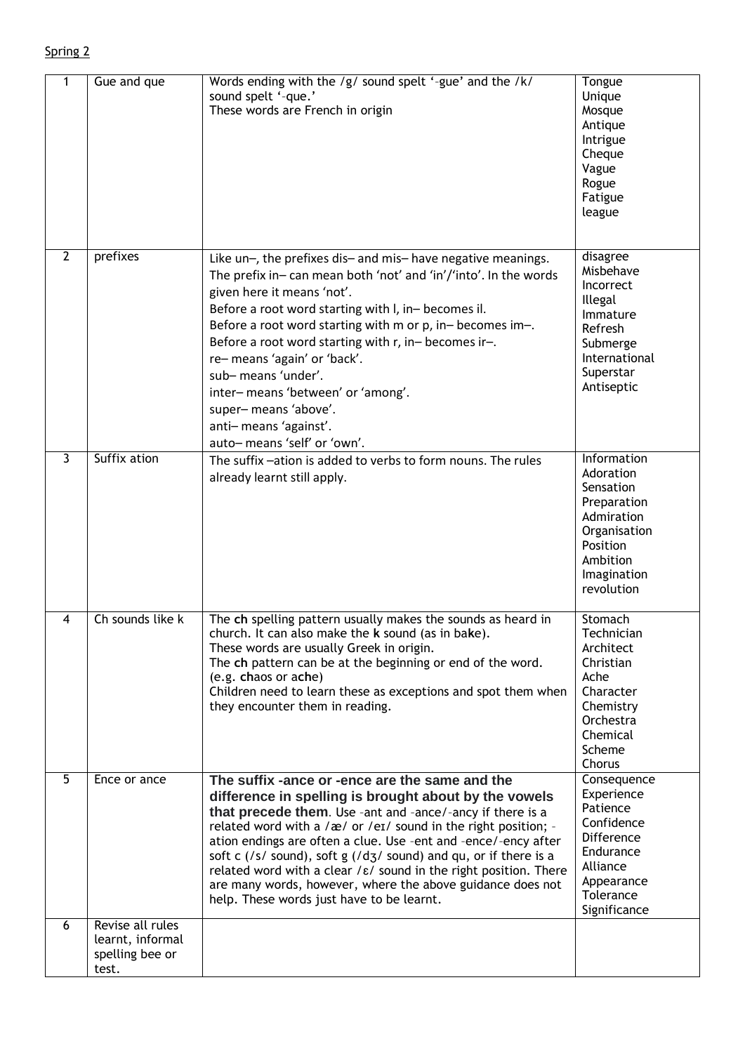Spring 2

| | | | |
|---|---|---|---|
| 1 | Gue and que | Words ending with the /g/ sound spelt '-gue' and the /k/ sound spelt '-que.'<br>These words are French in origin | Tongue<br>Unique<br>Mosque<br>Antique<br>Intrigue<br>Cheque<br>Vague<br>Rogue<br>Fatigue<br>league |
| 2 | prefixes | Like un–, the prefixes dis– and mis– have negative meanings.<br>The prefix in– can mean both 'not' and 'in'/'into'. In the words given here it means 'not'.<br>Before a root word starting with l, in– becomes il.<br>Before a root word starting with m or p, in– becomes im–.<br>Before a root word starting with r, in– becomes ir–.<br>re– means 'again' or 'back'.<br>sub– means 'under'.<br>inter– means 'between' or 'among'.<br>super– means 'above'.<br>anti– means 'against'.<br>auto– means 'self' or 'own'. | disagree<br>Misbehave<br>Incorrect<br>Illegal<br>Immature<br>Refresh<br>Submerge<br>International<br>Superstar<br>Antiseptic |
| 3 | Suffix ation | The suffix –ation is added to verbs to form nouns. The rules already learnt still apply. | Information<br>Adoration<br>Sensation<br>Preparation<br>Admiration<br>Organisation<br>Position<br>Ambition<br>Imagination<br>revolution |
| 4 | Ch sounds like k | The **ch** spelling pattern usually makes the sounds as heard in church. It can also make the **k** sound (as in ba**k**e).<br>These words are usually Greek in origin.<br>The **ch** pattern can be at the beginning or end of the word. (e.g. **ch**aos or a**che**)<br>Children need to learn these as exceptions and spot them when they encounter them in reading. | Stomach<br>Technician<br>Architect<br>Christian<br>Ache<br>Character<br>Chemistry<br>Orchestra<br>Chemical<br>Scheme<br>Chorus |
| 5 | Ence or ance | **The suffix -ance or -ence are the same and the difference in spelling is brought about by the vowels that precede them**. Use –ant and –ance/–ancy if there is a related word with a /æ/ or /eɪ/ sound in the right position; –ation endings are often a clue. Use –ent and –ence/–ency after soft c (/s/ sound), soft g (/dʒ/ sound) and qu, or if there is a related word with a clear /ɛ/ sound in the right position. There are many words, however, where the above guidance does not help. These words just have to be learnt. | Consequence<br>Experience<br>Patience<br>Confidence<br>Difference<br>Endurance<br>Alliance<br>Appearance<br>Tolerance<br>Significance |
| 6 | Revise all rules learnt, informal spelling bee or test. | | |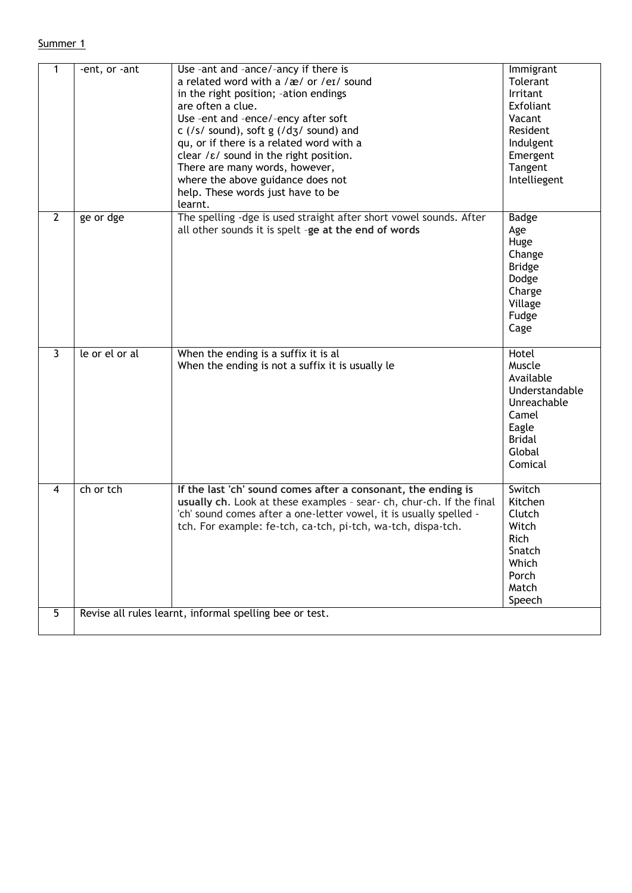Summer 1

| | | | |
|---|---|---|---|
| 1 | -ent, or -ant | Use –ant and –ance/–ancy if there is a related word with a /æ/ or /eɪ/ sound in the right position; –ation endings are often a clue.<br>Use –ent and –ence/–ency after soft c (/s/ sound), soft g (/dʒ/ sound) and qu, or if there is a related word with a clear /ɛ/ sound in the right position.<br>There are many words, however, where the above guidance does not help. These words just have to be learnt. | Immigrant<br>Tolerant<br>Irritant<br>Exfoliant<br>Vacant<br>Resident<br>Indulgent<br>Emergent<br>Tangent<br>Intelliegent |
| 2 | ge or dge | The spelling -dge is used straight after short vowel sounds. After all other sounds it is spelt –**ge at the end of words** | Badge<br>Age<br>Huge<br>Change<br>Bridge<br>Dodge<br>Charge<br>Village<br>Fudge<br>Cage |
| 3 | le or el or al | When the ending is a suffix it is al<br>When the ending is not a suffix it is usually le | Hotel<br>Muscle<br>Available<br>Understandable<br>Unreachable<br>Camel<br>Eagle<br>Bridal<br>Global<br>Comical |
| 4 | ch or tch | **If the last 'ch' sound comes after a consonant, the ending is usually ch**. Look at these examples – sear- ch, chur-ch. If the final 'ch' sound comes after a one-letter vowel, it is usually spelled -tch. For example: fe-tch, ca-tch, pi-tch, wa-tch, dispa-tch. | Switch<br>Kitchen<br>Clutch<br>Witch<br>Rich<br>Snatch<br>Which<br>Porch<br>Match<br>Speech |
| 5 | Revise all rules learnt, informal spelling bee or test. | | |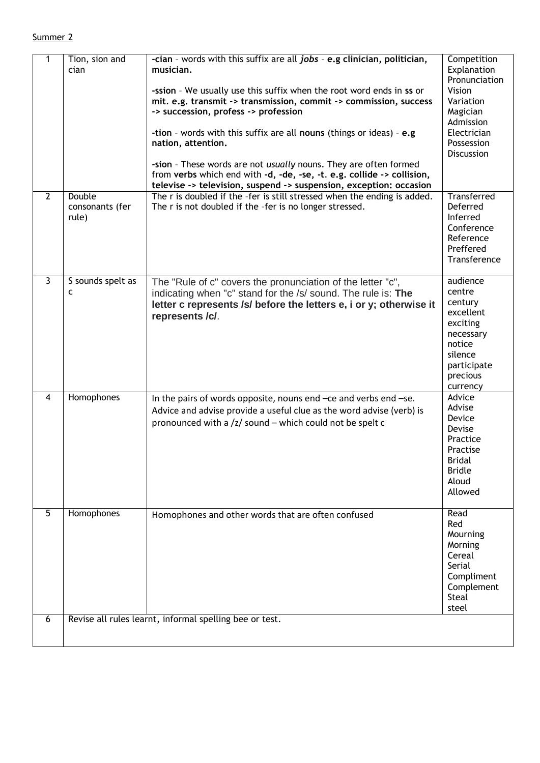Summer 2

| | | | |
|---|---|---|---|
| 1 | Tion, sion and cian | **-cian** - words with this suffix are all ***jobs*** - **e.g clinician, politician, musician.**<br><br>**-ssion** - We usually use this suffix when the root word ends in **ss** or **mit. e.g. transmit -> transmission, commit -> commission, success -> succession, profess -> profession**<br><br>**-tion** - words with this suffix are all **nouns** (things or ideas) - **e.g nation, attention.**<br><br>**-sion** - These words are not *usually* nouns. They are often formed from **verbs** which end with **-d, -de, -se, -t. e.g. collide -> collision, televise -> television, suspend -> suspension, exception: occasion** | Competition<br>Explanation<br>Pronunciation<br>Vision<br>Variation<br>Magician<br>Admission<br>Electrician<br>Possession<br>Discussion |
| 2 | Double consonants (fer rule) | The r is doubled if the –fer is still stressed when the ending is added. The r is not doubled if the –fer is no longer stressed. | Transferred<br>Deferred<br>Inferred<br>Conference<br>Reference<br>Preffered<br>Transference |
| 3 | S sounds spelt as c | The "Rule of c" covers the pronunciation of the letter "c", indicating when "c" stand for the /s/ sound. The rule is: **The letter c represents /s/ before the letters e, i or y; otherwise it represents /c/**. | audience<br>centre<br>century<br>excellent<br>exciting<br>necessary<br>notice<br>silence<br>participate<br>precious<br>currency |
| 4 | Homophones | In the pairs of words opposite, nouns end –ce and verbs end –se. Advice and advise provide a useful clue as the word advise (verb) is pronounced with a /z/ sound – which could not be spelt c | Advice<br>Advise<br>Device<br>Devise<br>Practice<br>Practise<br>Bridal<br>Bridle<br>Aloud<br>Allowed |
| 5 | Homophones | Homophones and other words that are often confused | Read<br>Red<br>Mourning<br>Morning<br>Cereal<br>Serial<br>Compliment<br>Complement<br>Steal<br>steel |
| 6 | Revise all rules learnt, informal spelling bee or test. | | |